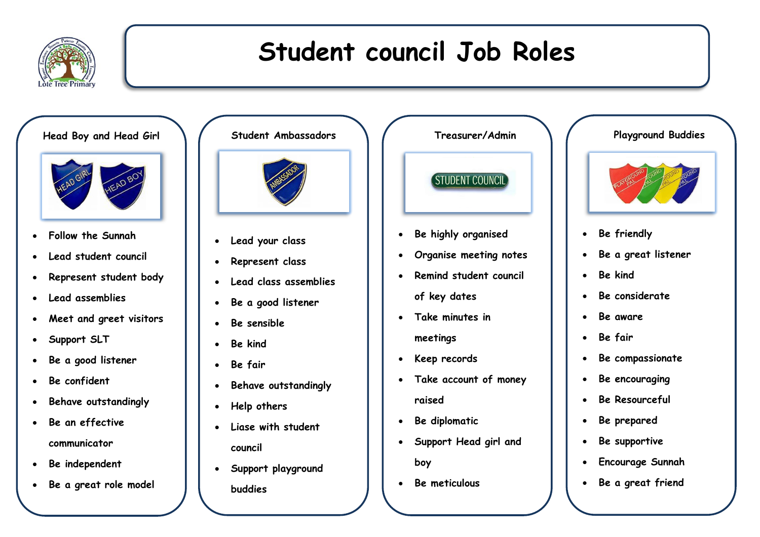# Student council Job Roles

## Head Boy and Head Girl

- Follow the Sunnah
- Lead student council
- Represent student body
- Lead assemblies
- Meet and greet visitors
- Support SLT
- Be a good listener
- Be confident
- Behave outstandingly
- Be an effective communicator
- Be independent
- Be a great role model

## Student Ambassadors

- Lead your class
- Represent class
- Lead class assemblies
- Be a good listener
- Be sensible
- Be kind
- Be fair
- Behave outstandingly
- Help others
- Liase with student council
- Support playground buddies

## Treasurer/Admin

- Be highly organised
- Organise meeting notes
- Remind student council of key dates
- Take minutes in meetings
- Keep records
- Take account of money raised
- Be diplomatic
- Support Head girl and boy
- Be meticulous

## Playground Buddies

- Be friendly
- Be a great listener
- Be kind
- Be considerate
- Be aware
- Be fair
- Be compassionate
- Be encouraging
- Be Resourceful
- Be prepared
- Be supportive
- Encourage Sunnah
- Be a great friend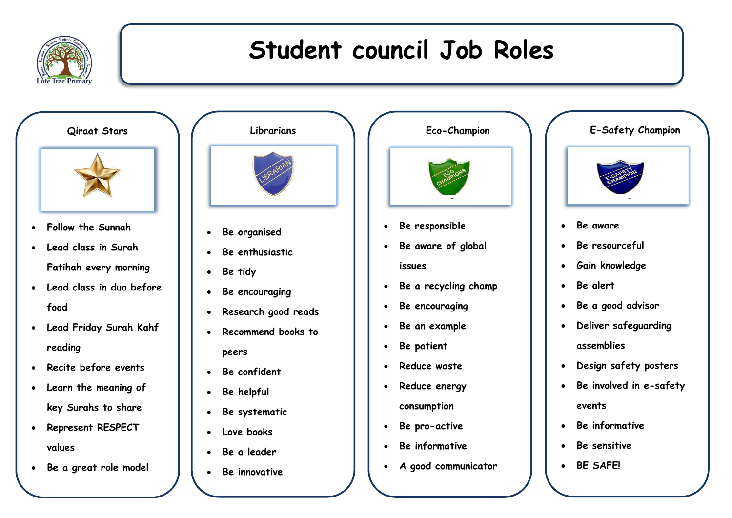Lote Tree Primary

# Student council Job Roles

## Qiraat Stars

- Follow the Sunnah
- Lead class in Surah Fatihah every morning
- Lead class in dua before food
- Lead Friday Surah Kahf reading
- Recite before events
- Learn the meaning of key Surahs to share
- Represent RESPECT values
- Be a great role model

## Librarians

- Be organised
- Be enthusiastic
- Be tidy
- Be encouraging
- Research good reads
- Recommend books to peers
- Be confident
- Be helpful
- Be systematic
- Love books
- Be a leader
- Be innovative

## Eco-Champion

- Be responsible
- Be aware of global issues
- Be a recycling champ
- Be encouraging
- Be an example
- Be patient
- Reduce waste
- Reduce energy consumption
- Be pro-active
- Be informative
- A good communicator

## E-Safety Champion

- Be aware
- Be resourceful
- Gain knowledge
- Be alert
- Be a good advisor
- Deliver safeguarding assemblies
- Design safety posters
- Be involved in e-safety events
- Be informative
- Be sensitive
- BE SAFE!